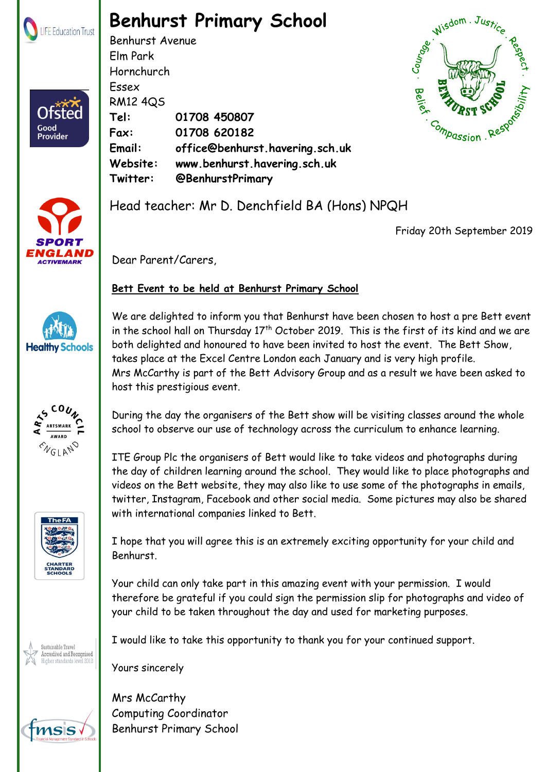# Benhurst Primary School

Benhurst Avenue
Elm Park
Hornchurch
Essex
RM12 4QS

**Tel:** **01708 450807**
**Fax:** **01708 620182**
**Email:** **office@benhurst.havering.sch.uk**
**Website:** **www.benhurst.havering.sch.uk**
**Twitter:** **@BenhurstPrimary**

Head teacher: Mr D. Denchfield BA (Hons) NPQH

Friday 20th September 2019

Dear Parent/Carers,

**Bett Event to be held at Benhurst Primary School**

We are delighted to inform you that Benhurst have been chosen to host a pre Bett event in the school hall on Thursday 17th October 2019. This is the first of its kind and we are both delighted and honoured to have been invited to host the event. The Bett Show, takes place at the Excel Centre London each January and is very high profile. Mrs McCarthy is part of the Bett Advisory Group and as a result we have been asked to host this prestigious event.

During the day the organisers of the Bett show will be visiting classes around the whole school to observe our use of technology across the curriculum to enhance learning.

ITE Group Plc the organisers of Bett would like to take videos and photographs during the day of children learning around the school. They would like to place photographs and videos on the Bett website, they may also like to use some of the photographs in emails, twitter, Instagram, Facebook and other social media. Some pictures may also be shared with international companies linked to Bett.

I hope that you will agree this is an extremely exciting opportunity for your child and Benhurst.

Your child can only take part in this amazing event with your permission. I would therefore be grateful if you could sign the permission slip for photographs and video of your child to be taken throughout the day and used for marketing purposes.

I would like to take this opportunity to thank you for your continued support.

Yours sincerely

Mrs McCarthy
Computing Coordinator
Benhurst Primary School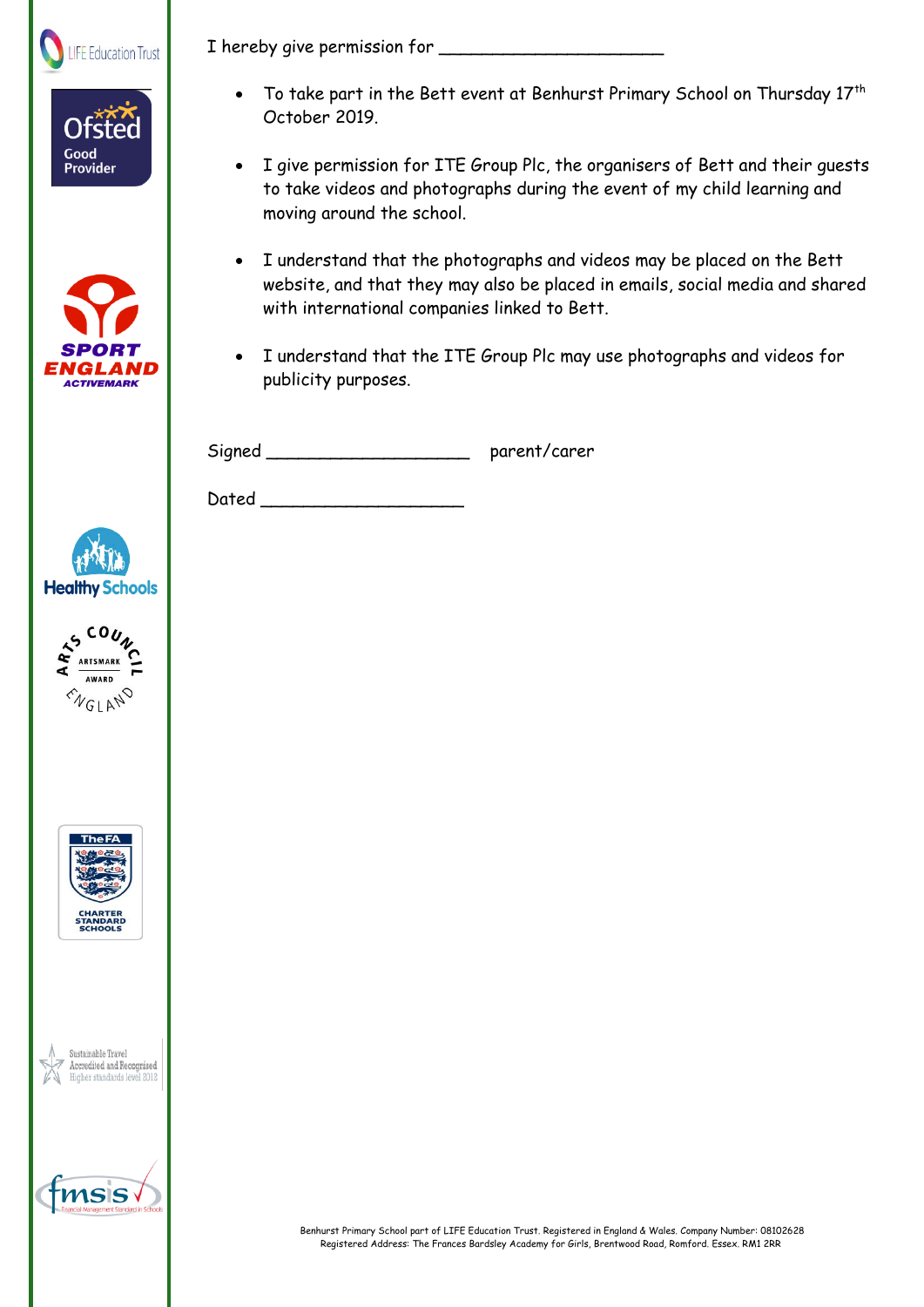I hereby give permission for ______________________

- To take part in the Bett event at Benhurst Primary School on Thursday 17th October 2019.
- I give permission for ITE Group Plc, the organisers of Bett and their guests to take videos and photographs during the event of my child learning and moving around the school.
- I understand that the photographs and videos may be placed on the Bett website, and that they may also be placed in emails, social media and shared with international companies linked to Bett.
- I understand that the ITE Group Plc may use photographs and videos for publicity purposes.

Signed ____________________ parent/carer

Dated ____________________

Benhurst Primary School part of LIFE Education Trust. Registered in England & Wales. Company Number: 08102628
Registered Address: The Frances Bardsley Academy for Girls, Brentwood Road, Romford. Essex. RM1 2RR